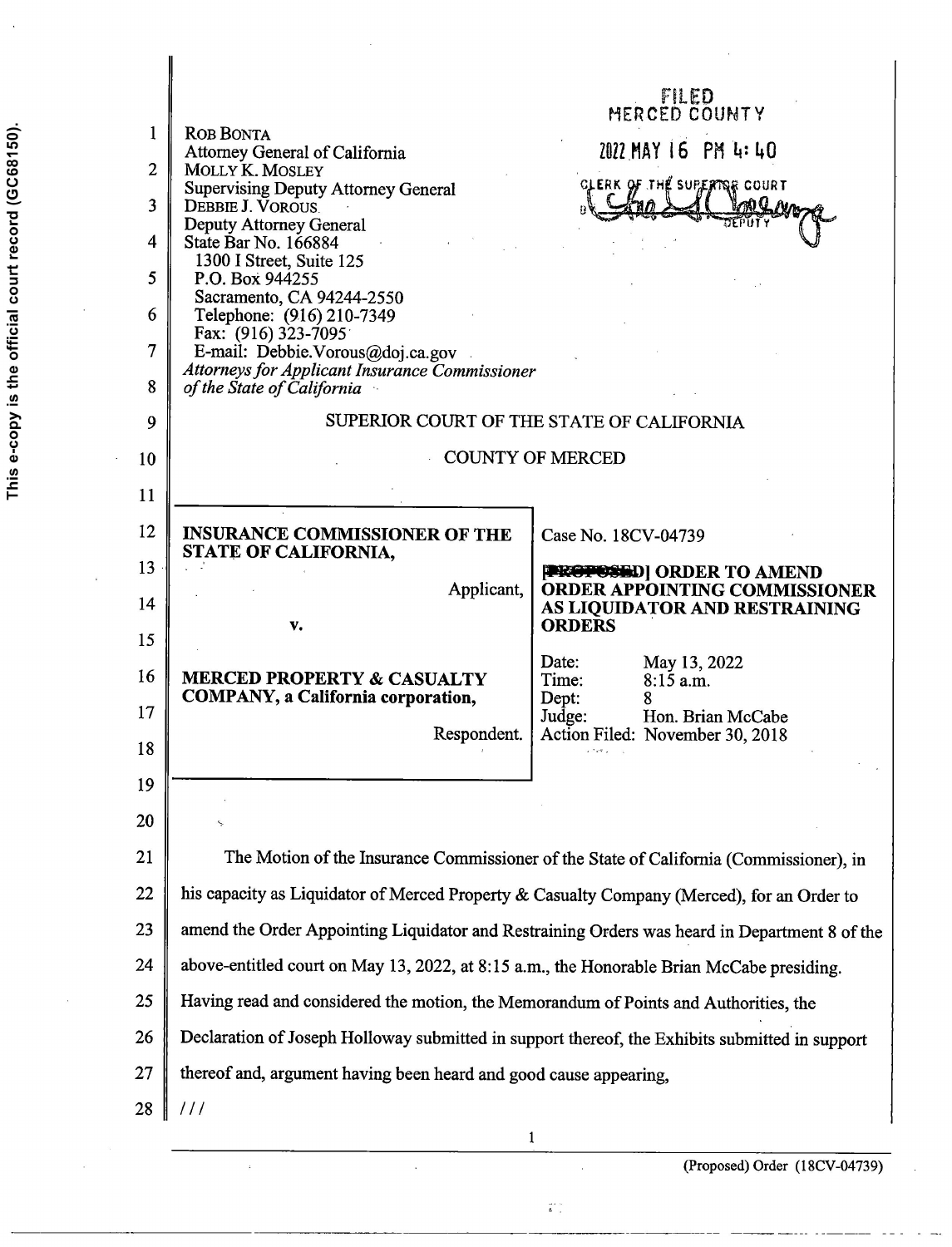This e-copy is the official court record (GC68150).

ROB BONTA
Attorney General of California
MOLLY K. MOSLEY
Supervising Deputy Attorney General
DEBBIE J. VOROUS
Deputy Attorney General
State Bar No. 166884
1300 I Street, Suite 125
P.O. Box 944255
Sacramento, CA 94244-2550
Telephone: (916) 210-7349
Fax: (916) 323-7095
E-mail: Debbie.Vorous@doj.ca.gov
*Attorneys for Applicant Insurance Commissioner of the State of California*

FILED
MERCED COUNTY
2022 MAY 16 PM 4:40
CLERK OF THE SUPERIOR COURT
DEPUTY

SUPERIOR COURT OF THE STATE OF CALIFORNIA

COUNTY OF MERCED

| | |
|---|---|
| **INSURANCE COMMISSIONER OF THE STATE OF CALIFORNIA,**<br><br>Applicant,<br><br>**v.**<br><br>**MERCED PROPERTY & CASUALTY COMPANY, a California corporation,**<br><br>Respondent. | Case No. 18CV-04739<br><br>**[PROPOSED] ORDER TO AMEND ORDER APPOINTING COMMISSIONER AS LIQUIDATOR AND RESTRAINING ORDERS**<br><br>Date: May 13, 2022<br>Time: 8:15 a.m.<br>Dept: 8<br>Judge: Hon. Brian McCabe<br>Action Filed: November 30, 2018 |

The Motion of the Insurance Commissioner of the State of California (Commissioner), in his capacity as Liquidator of Merced Property & Casualty Company (Merced), for an Order to amend the Order Appointing Liquidator and Restraining Orders was heard in Department 8 of the above-entitled court on May 13, 2022, at 8:15 a.m., the Honorable Brian McCabe presiding. Having read and considered the motion, the Memorandum of Points and Authorities, the Declaration of Joseph Holloway submitted in support thereof, the Exhibits submitted in support thereof and, argument having been heard and good cause appearing,

///

(Proposed) Order (18CV-04739)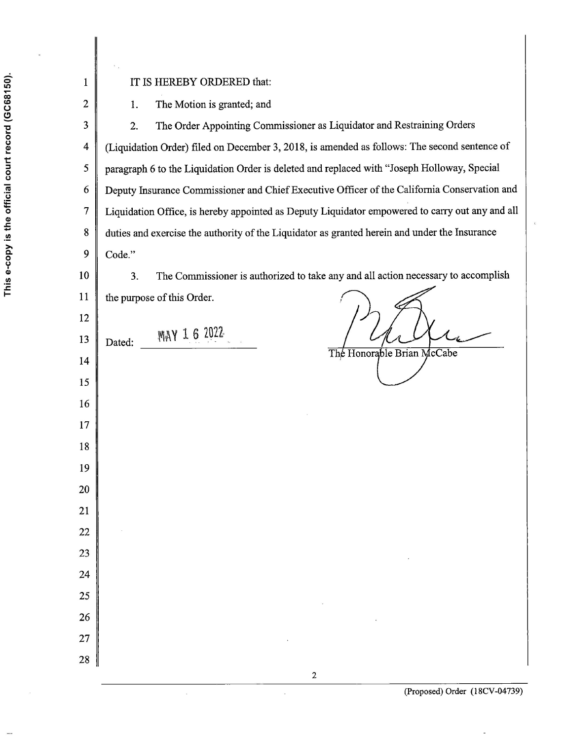IT IS HEREBY ORDERED that:

1. The Motion is granted; and

2. The Order Appointing Commissioner as Liquidator and Restraining Orders (Liquidation Order) filed on December 3, 2018, is amended as follows: The second sentence of paragraph 6 to the Liquidation Order is deleted and replaced with "Joseph Holloway, Special Deputy Insurance Commissioner and Chief Executive Officer of the California Conservation and Liquidation Office, is hereby appointed as Deputy Liquidator empowered to carry out any and all duties and exercise the authority of the Liquidator as granted herein and under the Insurance Code."

3. The Commissioner is authorized to take any and all action necessary to accomplish the purpose of this Order.

Dated: MAY 16 2022

The Honorable Brian McCabe

(Proposed) Order (18CV-04739)